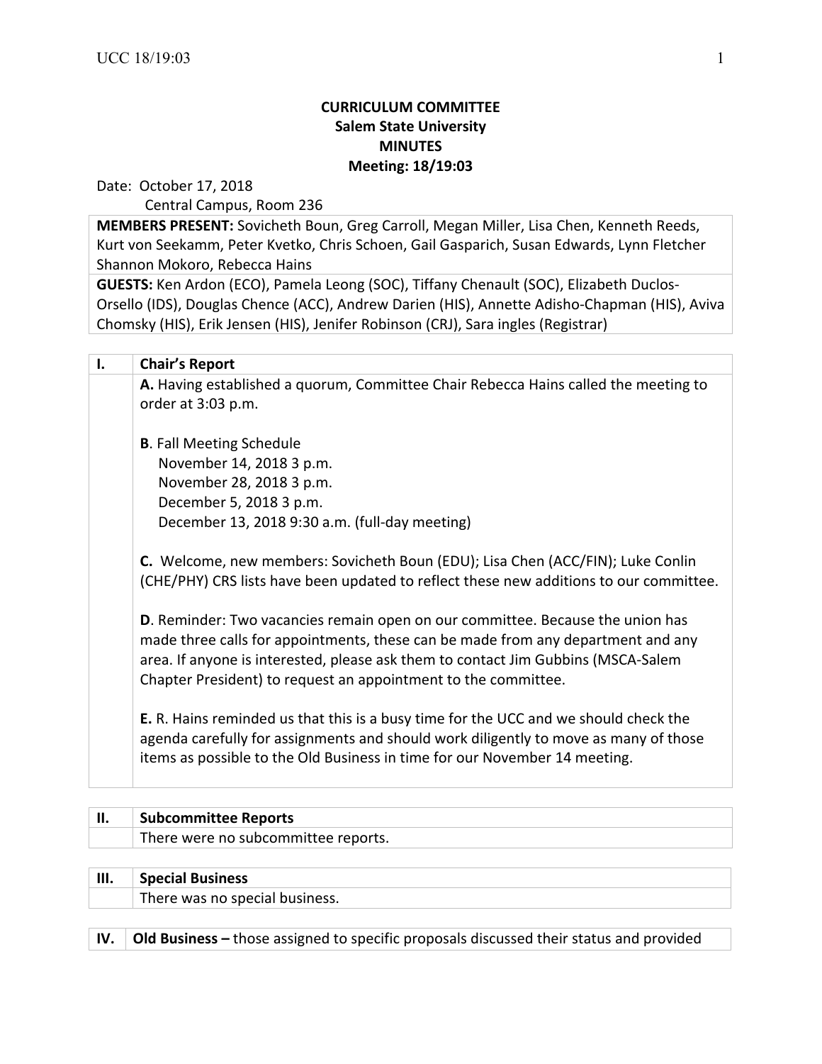**CURRICULUM COMMITTEE**
**Salem State University**
**MINUTES**
**Meeting: 18/19:03**

Date: October 17, 2018
Central Campus, Room 236

| **MEMBERS PRESENT:** Sovicheth Boun, Greg Carroll, Megan Miller, Lisa Chen, Kenneth Reeds, Kurt von Seekamm, Peter Kvetko, Chris Schoen, Gail Gasparich, Susan Edwards, Lynn Fletcher Shannon Mokoro, Rebecca Hains |
|---|
| **GUESTS:** Ken Ardon (ECO), Pamela Leong (SOC), Tiffany Chenault (SOC), Elizabeth Duclos-Orsello (IDS), Douglas Chence (ACC), Andrew Darien (HIS), Annette Adisho-Chapman (HIS), Aviva Chomsky (HIS), Erik Jensen (HIS), Jenifer Robinson (CRJ), Sara ingles (Registrar) |

| **I.** | **Chair's Report** |
|---|---|
| | **A.** Having established a quorum, Committee Chair Rebecca Hains called the meeting to order at 3:03 p.m.<br><br>**B**. Fall Meeting Schedule<br>November 14, 2018 3 p.m.<br>November 28, 2018 3 p.m.<br>December 5, 2018 3 p.m.<br>December 13, 2018 9:30 a.m. (full-day meeting)<br><br>**C.** Welcome, new members: Sovicheth Boun (EDU); Lisa Chen (ACC/FIN); Luke Conlin (CHE/PHY) CRS lists have been updated to reflect these new additions to our committee.<br><br>**D**. Reminder: Two vacancies remain open on our committee. Because the union has made three calls for appointments, these can be made from any department and any area. If anyone is interested, please ask them to contact Jim Gubbins (MSCA-Salem Chapter President) to request an appointment to the committee.<br><br>**E.** R. Hains reminded us that this is a busy time for the UCC and we should check the agenda carefully for assignments and should work diligently to move as many of those items as possible to the Old Business in time for our November 14 meeting. |

| **II.** | **Subcommittee Reports** |
|---|---|
| | There were no subcommittee reports. |

| **III.** | **Special Business** |
|---|---|
| | There was no special business. |

| **IV.** | **Old Business –** those assigned to specific proposals discussed their status and provided |
|---|---|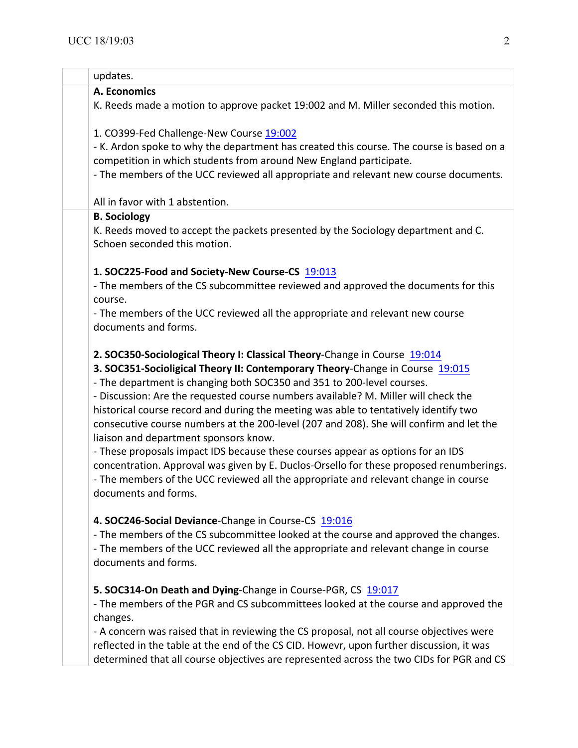updates.

**A. Economics**

K. Reeds made a motion to approve packet 19:002 and M. Miller seconded this motion.

1. CO399-Fed Challenge-New Course 19:002
- K. Ardon spoke to why the department has created this course. The course is based on a competition in which students from around New England participate.
- The members of the UCC reviewed all appropriate and relevant new course documents.

All in favor with 1 abstention.

**B. Sociology**

K. Reeds moved to accept the packets presented by the Sociology department and C. Schoen seconded this motion.

**1. SOC225-Food and Society-New Course-CS** 19:013
- The members of the CS subcommittee reviewed and approved the documents for this course.
- The members of the UCC reviewed all the appropriate and relevant new course documents and forms.

**2. SOC350-Sociological Theory I: Classical Theory**-Change in Course 19:014
**3. SOC351-Socioligical Theory II: Contemporary Theory**-Change in Course 19:015
- The department is changing both SOC350 and 351 to 200-level courses.
- Discussion: Are the requested course numbers available? M. Miller will check the historical course record and during the meeting was able to tentatively identify two consecutive course numbers at the 200-level (207 and 208). She will confirm and let the liaison and department sponsors know.
- These proposals impact IDS because these courses appear as options for an IDS concentration. Approval was given by E. Duclos-Orsello for these proposed renumberings.
- The members of the UCC reviewed all the appropriate and relevant change in course documents and forms.

**4. SOC246-Social Deviance**-Change in Course-CS 19:016
- The members of the CS subcommittee looked at the course and approved the changes.
- The members of the UCC reviewed all the appropriate and relevant change in course documents and forms.

**5. SOC314-On Death and Dying**-Change in Course-PGR, CS 19:017
- The members of the PGR and CS subcommittees looked at the course and approved the changes.
- A concern was raised that in reviewing the CS proposal, not all course objectives were reflected in the table at the end of the CS CID. Howevr, upon further discussion, it was determined that all course objectives are represented across the two CIDs for PGR and CS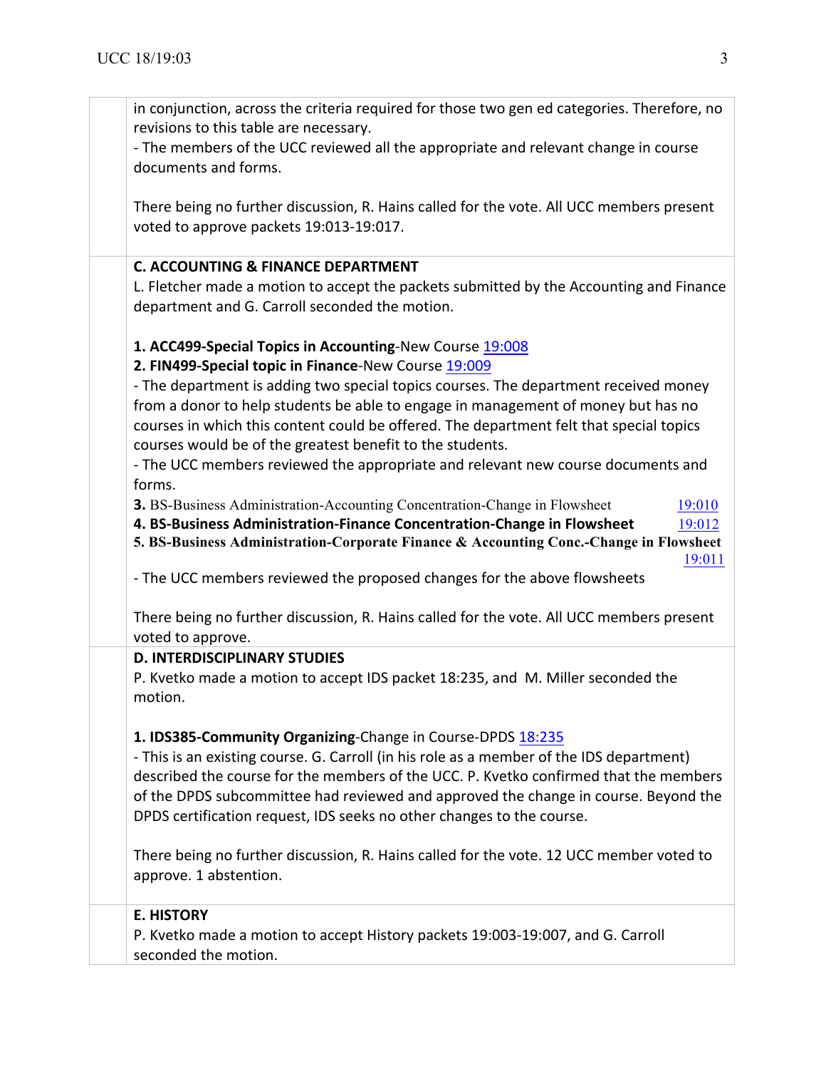in conjunction, across the criteria required for those two gen ed categories. Therefore, no revisions to this table are necessary.
- The members of the UCC reviewed all the appropriate and relevant change in course documents and forms.

There being no further discussion, R. Hains called for the vote. All UCC members present voted to approve packets 19:013-19:017.

**C. ACCOUNTING & FINANCE DEPARTMENT**

L. Fletcher made a motion to accept the packets submitted by the Accounting and Finance department and G. Carroll seconded the motion.

**1. ACC499-Special Topics in Accounting**-New Course 19:008
**2. FIN499-Special topic in Finance**-New Course 19:009
- The department is adding two special topics courses. The department received money from a donor to help students be able to engage in management of money but has no courses in which this content could be offered. The department felt that special topics courses would be of the greatest benefit to the students.
- The UCC members reviewed the appropriate and relevant new course documents and forms.

**3.** BS-Business Administration-Accounting Concentration-Change in Flowsheet 19:010
**4. BS-Business Administration-Finance Concentration-Change in Flowsheet** 19:012
**5. BS-Business Administration-Corporate Finance & Accounting Conc.-Change in Flowsheet** 19:011
- The UCC members reviewed the proposed changes for the above flowsheets

There being no further discussion, R. Hains called for the vote. All UCC members present voted to approve.

**D. INTERDISCIPLINARY STUDIES**

P. Kvetko made a motion to accept IDS packet 18:235, and M. Miller seconded the motion.

**1. IDS385-Community Organizing**-Change in Course-DPDS 18:235
- This is an existing course. G. Carroll (in his role as a member of the IDS department) described the course for the members of the UCC. P. Kvetko confirmed that the members of the DPDS subcommittee had reviewed and approved the change in course. Beyond the DPDS certification request, IDS seeks no other changes to the course.

There being no further discussion, R. Hains called for the vote. 12 UCC member voted to approve. 1 abstention.

**E. HISTORY**

P. Kvetko made a motion to accept History packets 19:003-19:007, and G. Carroll seconded the motion.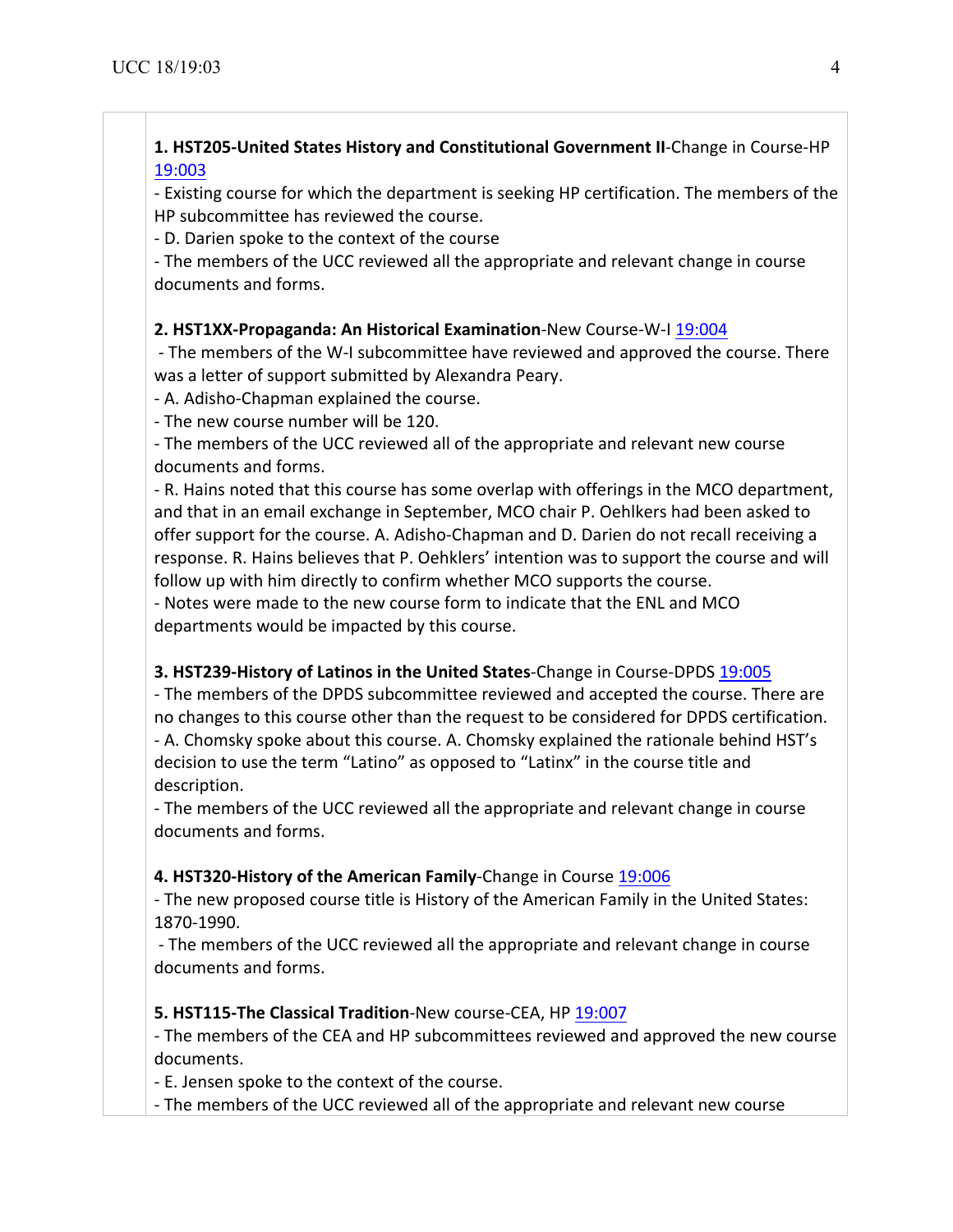**1. HST205-United States History and Constitutional Government II**-Change in Course-HP 19:003

- Existing course for which the department is seeking HP certification. The members of the HP subcommittee has reviewed the course.
- D. Darien spoke to the context of the course
- The members of the UCC reviewed all the appropriate and relevant change in course documents and forms.

**2. HST1XX-Propaganda: An Historical Examination**-New Course-W-I 19:004

- The members of the W-I subcommittee have reviewed and approved the course. There was a letter of support submitted by Alexandra Peary.
- A. Adisho-Chapman explained the course.
- The new course number will be 120.
- The members of the UCC reviewed all of the appropriate and relevant new course documents and forms.
- R. Hains noted that this course has some overlap with offerings in the MCO department, and that in an email exchange in September, MCO chair P. Oehlkers had been asked to offer support for the course. A. Adisho-Chapman and D. Darien do not recall receiving a response. R. Hains believes that P. Oehklers' intention was to support the course and will follow up with him directly to confirm whether MCO supports the course.
- Notes were made to the new course form to indicate that the ENL and MCO departments would be impacted by this course.

**3. HST239-History of Latinos in the United States**-Change in Course-DPDS 19:005

- The members of the DPDS subcommittee reviewed and accepted the course. There are no changes to this course other than the request to be considered for DPDS certification.
- A. Chomsky spoke about this course. A. Chomsky explained the rationale behind HST's decision to use the term "Latino" as opposed to "Latinx" in the course title and description.
- The members of the UCC reviewed all the appropriate and relevant change in course documents and forms.

**4. HST320-History of the American Family**-Change in Course 19:006

- The new proposed course title is History of the American Family in the United States: 1870-1990.
- The members of the UCC reviewed all the appropriate and relevant change in course documents and forms.

**5. HST115-The Classical Tradition**-New course-CEA, HP 19:007

- The members of the CEA and HP subcommittees reviewed and approved the new course documents.
- E. Jensen spoke to the context of the course.
- The members of the UCC reviewed all of the appropriate and relevant new course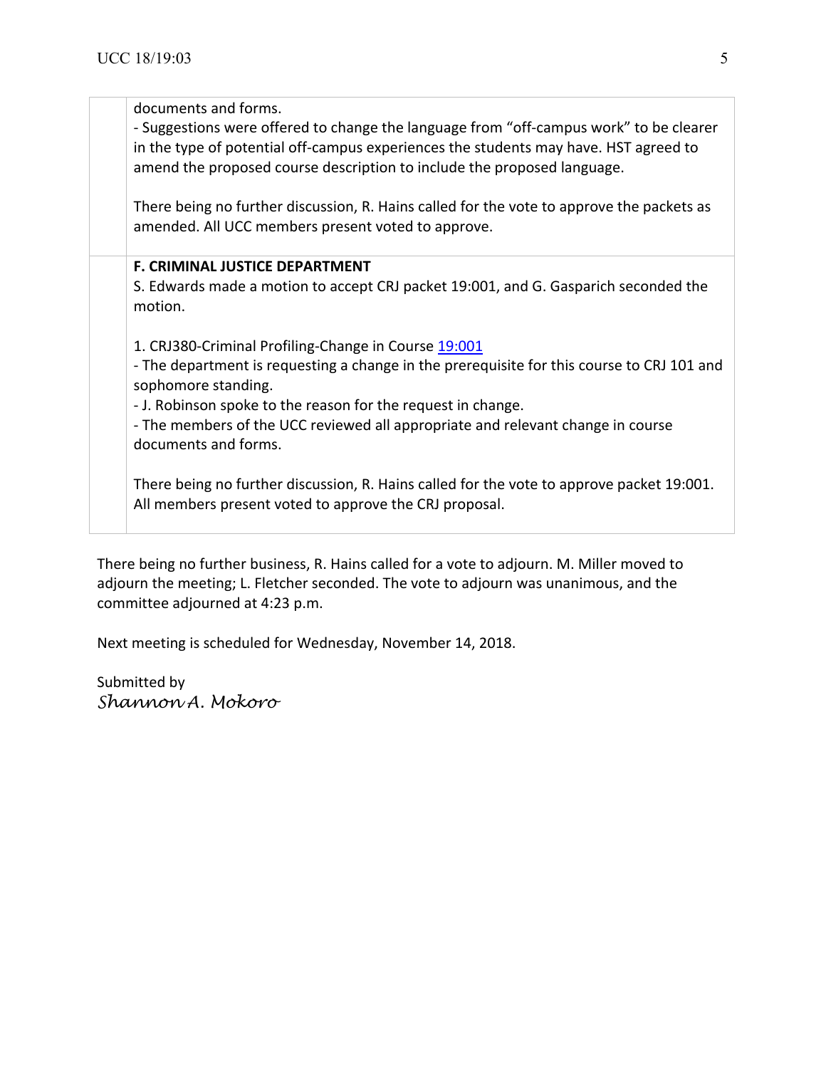documents and forms.

- Suggestions were offered to change the language from "off-campus work" to be clearer in the type of potential off-campus experiences the students may have. HST agreed to amend the proposed course description to include the proposed language.

There being no further discussion, R. Hains called for the vote to approve the packets as amended. All UCC members present voted to approve.

**F. CRIMINAL JUSTICE DEPARTMENT**

S. Edwards made a motion to accept CRJ packet 19:001, and G. Gasparich seconded the motion.

1. CRJ380-Criminal Profiling-Change in Course 19:001

- The department is requesting a change in the prerequisite for this course to CRJ 101 and sophomore standing.
- J. Robinson spoke to the reason for the request in change.
- The members of the UCC reviewed all appropriate and relevant change in course documents and forms.

There being no further discussion, R. Hains called for the vote to approve packet 19:001. All members present voted to approve the CRJ proposal.

There being no further business, R. Hains called for a vote to adjourn. M. Miller moved to adjourn the meeting; L. Fletcher seconded. The vote to adjourn was unanimous, and the committee adjourned at 4:23 p.m.

Next meeting is scheduled for Wednesday, November 14, 2018.

Submitted by
*Shannon A. Mokoro*